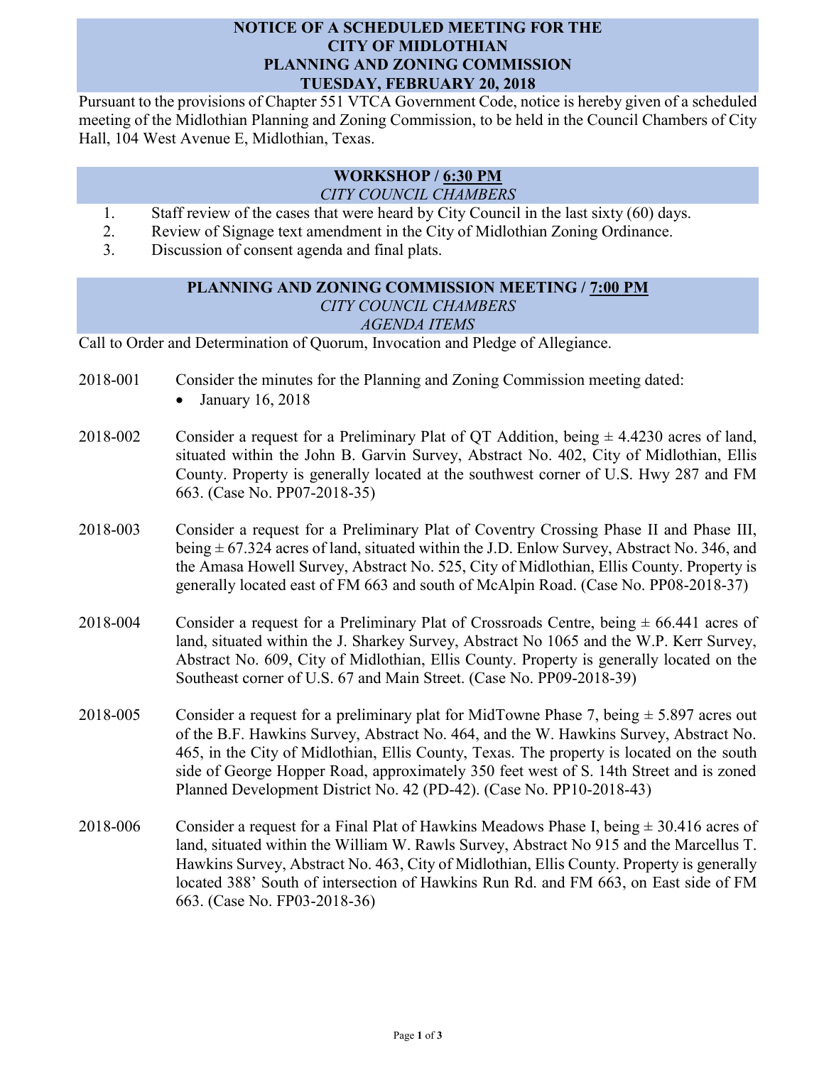# NOTICE OF A SCHEDULED MEETING FOR THE CITY OF MIDLOTHIAN PLANNING AND ZONING COMMISSION TUESDAY, FEBRUARY 20, 2018

Pursuant to the provisions of Chapter 551 VTCA Government Code, notice is hereby given of a scheduled meeting of the Midlothian Planning and Zoning Commission, to be held in the Council Chambers of City Hall, 104 West Avenue E, Midlothian, Texas.

## WORKSHOP / 6:30 PM

*CITY COUNCIL CHAMBERS*

1. Staff review of the cases that were heard by City Council in the last sixty (60) days.
2. Review of Signage text amendment in the City of Midlothian Zoning Ordinance.
3. Discussion of consent agenda and final plats.

## PLANNING AND ZONING COMMISSION MEETING / 7:00 PM

*CITY COUNCIL CHAMBERS*

*AGENDA ITEMS*

Call to Order and Determination of Quorum, Invocation and Pledge of Allegiance.

2018-001 Consider the minutes for the Planning and Zoning Commission meeting dated:

- January 16, 2018

2018-002 Consider a request for a Preliminary Plat of QT Addition, being ± 4.4230 acres of land, situated within the John B. Garvin Survey, Abstract No. 402, City of Midlothian, Ellis County. Property is generally located at the southwest corner of U.S. Hwy 287 and FM 663. (Case No. PP07-2018-35)

2018-003 Consider a request for a Preliminary Plat of Coventry Crossing Phase II and Phase III, being ± 67.324 acres of land, situated within the J.D. Enlow Survey, Abstract No. 346, and the Amasa Howell Survey, Abstract No. 525, City of Midlothian, Ellis County. Property is generally located east of FM 663 and south of McAlpin Road. (Case No. PP08-2018-37)

2018-004 Consider a request for a Preliminary Plat of Crossroads Centre, being ± 66.441 acres of land, situated within the J. Sharkey Survey, Abstract No 1065 and the W.P. Kerr Survey, Abstract No. 609, City of Midlothian, Ellis County. Property is generally located on the Southeast corner of U.S. 67 and Main Street. (Case No. PP09-2018-39)

2018-005 Consider a request for a preliminary plat for MidTowne Phase 7, being ± 5.897 acres out of the B.F. Hawkins Survey, Abstract No. 464, and the W. Hawkins Survey, Abstract No. 465, in the City of Midlothian, Ellis County, Texas. The property is located on the south side of George Hopper Road, approximately 350 feet west of S. 14th Street and is zoned Planned Development District No. 42 (PD-42). (Case No. PP10-2018-43)

2018-006 Consider a request for a Final Plat of Hawkins Meadows Phase I, being ± 30.416 acres of land, situated within the William W. Rawls Survey, Abstract No 915 and the Marcellus T. Hawkins Survey, Abstract No. 463, City of Midlothian, Ellis County. Property is generally located 388' South of intersection of Hawkins Run Rd. and FM 663, on East side of FM 663. (Case No. FP03-2018-36)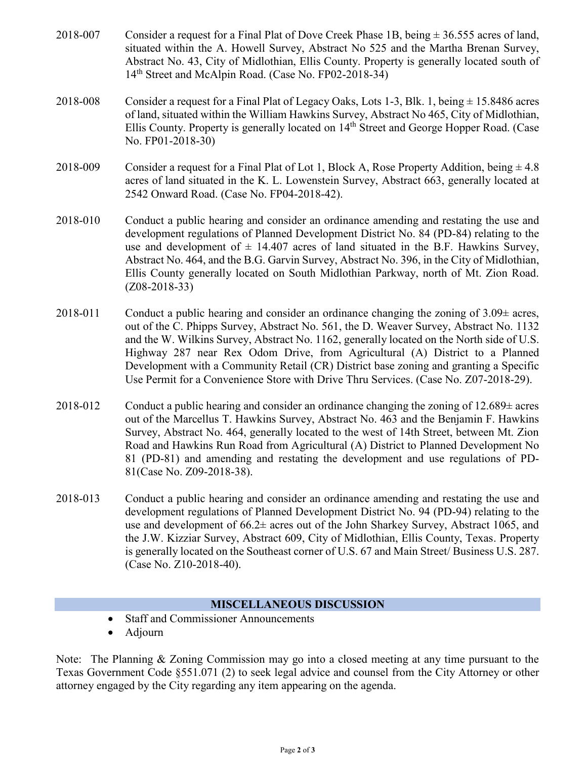2018-007 Consider a request for a Final Plat of Dove Creek Phase 1B, being ± 36.555 acres of land, situated within the A. Howell Survey, Abstract No 525 and the Martha Brenan Survey, Abstract No. 43, City of Midlothian, Ellis County. Property is generally located south of 14th Street and McAlpin Road. (Case No. FP02-2018-34)

2018-008 Consider a request for a Final Plat of Legacy Oaks, Lots 1-3, Blk. 1, being ± 15.8486 acres of land, situated within the William Hawkins Survey, Abstract No 465, City of Midlothian, Ellis County. Property is generally located on 14th Street and George Hopper Road. (Case No. FP01-2018-30)

2018-009 Consider a request for a Final Plat of Lot 1, Block A, Rose Property Addition, being ± 4.8 acres of land situated in the K. L. Lowenstein Survey, Abstract 663, generally located at 2542 Onward Road. (Case No. FP04-2018-42).

2018-010 Conduct a public hearing and consider an ordinance amending and restating the use and development regulations of Planned Development District No. 84 (PD-84) relating to the use and development of ± 14.407 acres of land situated in the B.F. Hawkins Survey, Abstract No. 464, and the B.G. Garvin Survey, Abstract No. 396, in the City of Midlothian, Ellis County generally located on South Midlothian Parkway, north of Mt. Zion Road. (Z08-2018-33)

2018-011 Conduct a public hearing and consider an ordinance changing the zoning of 3.09± acres, out of the C. Phipps Survey, Abstract No. 561, the D. Weaver Survey, Abstract No. 1132 and the W. Wilkins Survey, Abstract No. 1162, generally located on the North side of U.S. Highway 287 near Rex Odom Drive, from Agricultural (A) District to a Planned Development with a Community Retail (CR) District base zoning and granting a Specific Use Permit for a Convenience Store with Drive Thru Services. (Case No. Z07-2018-29).

2018-012 Conduct a public hearing and consider an ordinance changing the zoning of 12.689± acres out of the Marcellus T. Hawkins Survey, Abstract No. 463 and the Benjamin F. Hawkins Survey, Abstract No. 464, generally located to the west of 14th Street, between Mt. Zion Road and Hawkins Run Road from Agricultural (A) District to Planned Development No 81 (PD-81) and amending and restating the development and use regulations of PD-81(Case No. Z09-2018-38).

2018-013 Conduct a public hearing and consider an ordinance amending and restating the use and development regulations of Planned Development District No. 94 (PD-94) relating to the use and development of 66.2± acres out of the John Sharkey Survey, Abstract 1065, and the J.W. Kizziar Survey, Abstract 609, City of Midlothian, Ellis County, Texas. Property is generally located on the Southeast corner of U.S. 67 and Main Street/ Business U.S. 287. (Case No. Z10-2018-40).

## MISCELLANEOUS DISCUSSION

- Staff and Commissioner Announcements
- Adjourn

Note: The Planning & Zoning Commission may go into a closed meeting at any time pursuant to the Texas Government Code §551.071 (2) to seek legal advice and counsel from the City Attorney or other attorney engaged by the City regarding any item appearing on the agenda.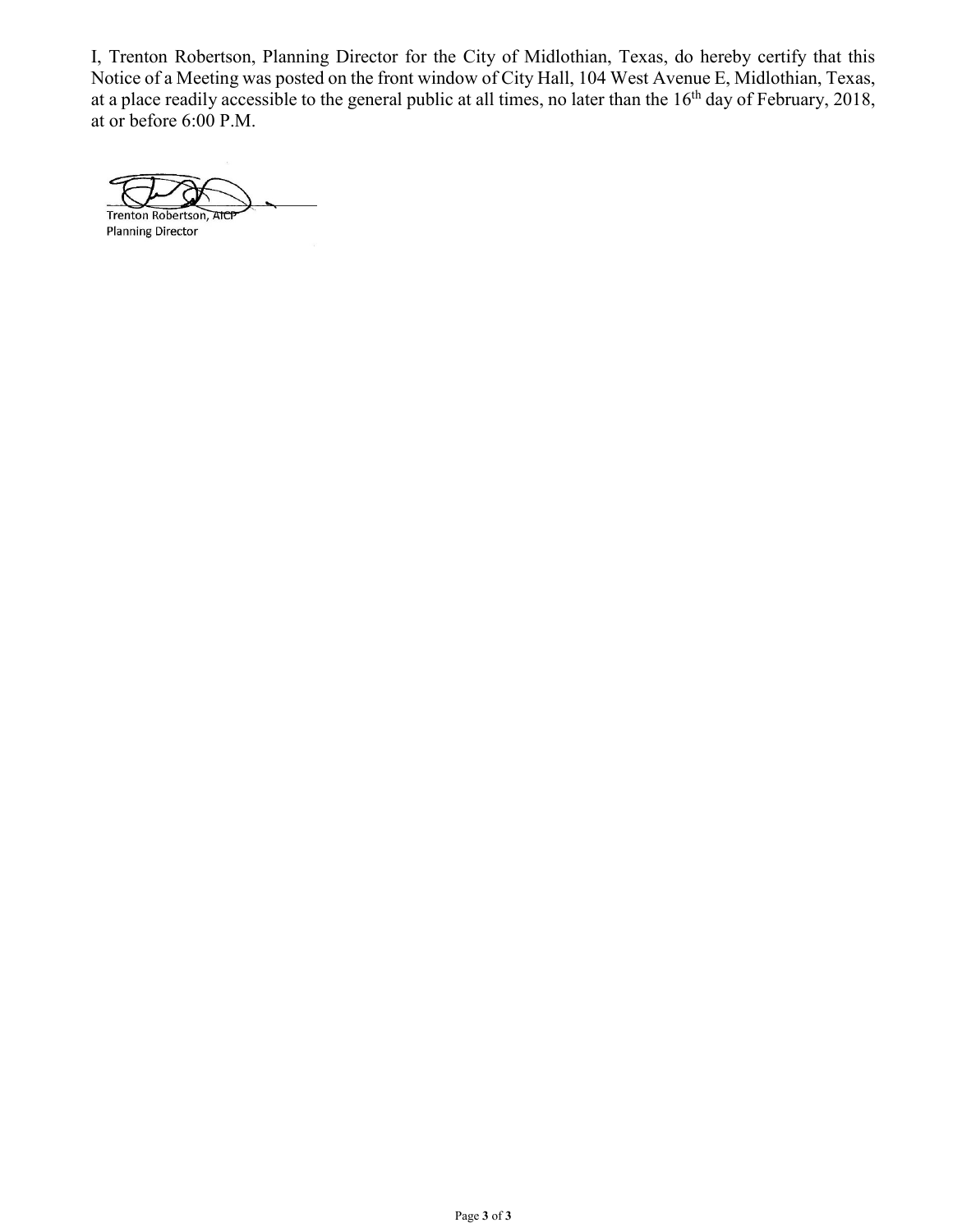I, Trenton Robertson, Planning Director for the City of Midlothian, Texas, do hereby certify that this Notice of a Meeting was posted on the front window of City Hall, 104 West Avenue E, Midlothian, Texas, at a place readily accessible to the general public at all times, no later than the 16th day of February, 2018, at or before 6:00 P.M.

Trenton Robertson, AICP
Planning Director